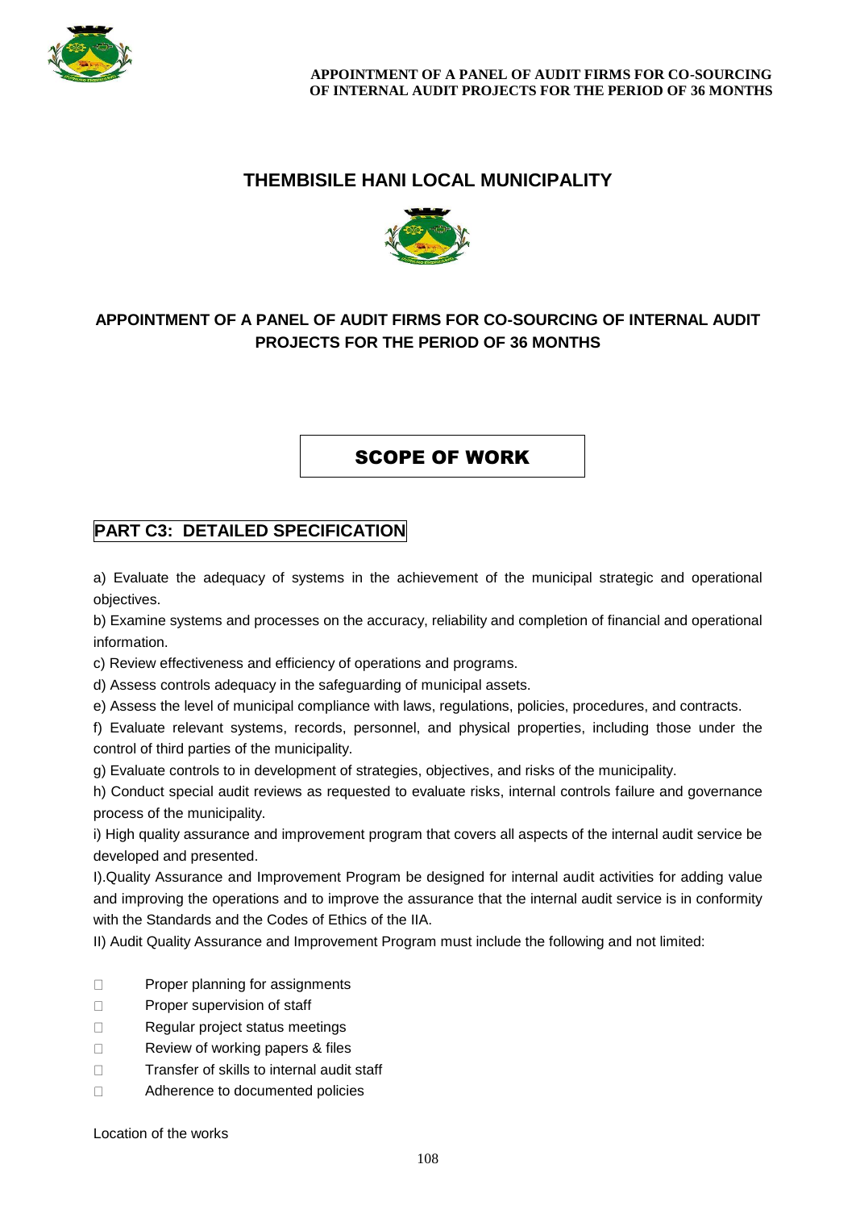# THEMBISILE HANI LOCAL MUNICIPALITY

## APPOINTMENT OF A PANEL OF AUDIT FIRMS FOR CO-SOURCING OF INTERNAL AUDIT PROJECTS FOR THE PERIOD OF 36 MONTHS

## SCOPE OF WORK

## PART C3: DETAILED SPECIFICATION

a) Evaluate the adequacy of systems in the achievement of the municipal strategic and operational objectives.

b) Examine systems and processes on the accuracy, reliability and completion of financial and operational information.

c) Review effectiveness and efficiency of operations and programs.

d) Assess controls adequacy in the safeguarding of municipal assets.

e) Assess the level of municipal compliance with laws, regulations, policies, procedures, and contracts.

f) Evaluate relevant systems, records, personnel, and physical properties, including those under the control of third parties of the municipality.

g) Evaluate controls to in development of strategies, objectives, and risks of the municipality.

h) Conduct special audit reviews as requested to evaluate risks, internal controls failure and governance process of the municipality.

i) High quality assurance and improvement program that covers all aspects of the internal audit service be developed and presented.

I).Quality Assurance and Improvement Program be designed for internal audit activities for adding value and improving the operations and to improve the assurance that the internal audit service is in conformity with the Standards and the Codes of Ethics of the IIA.

II) Audit Quality Assurance and Improvement Program must include the following and not limited:

- Proper planning for assignments
- Proper supervision of staff
- Regular project status meetings
- Review of working papers & files
- Transfer of skills to internal audit staff
- Adherence to documented policies

Location of the works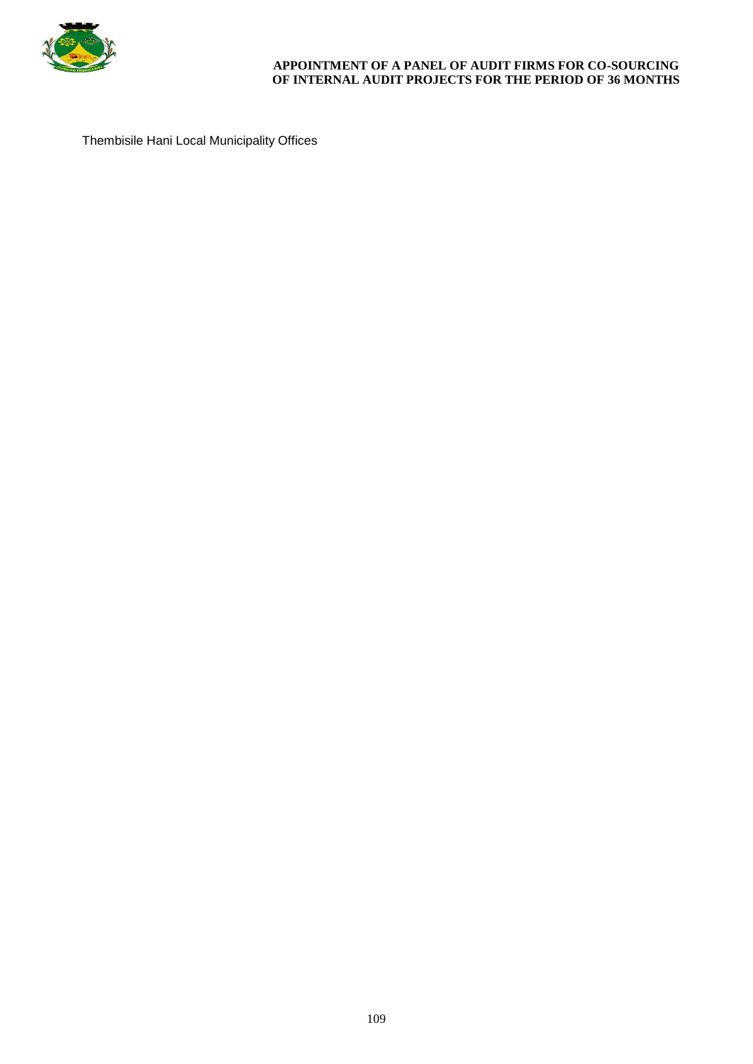Thembisile Hani Local Municipality Offices